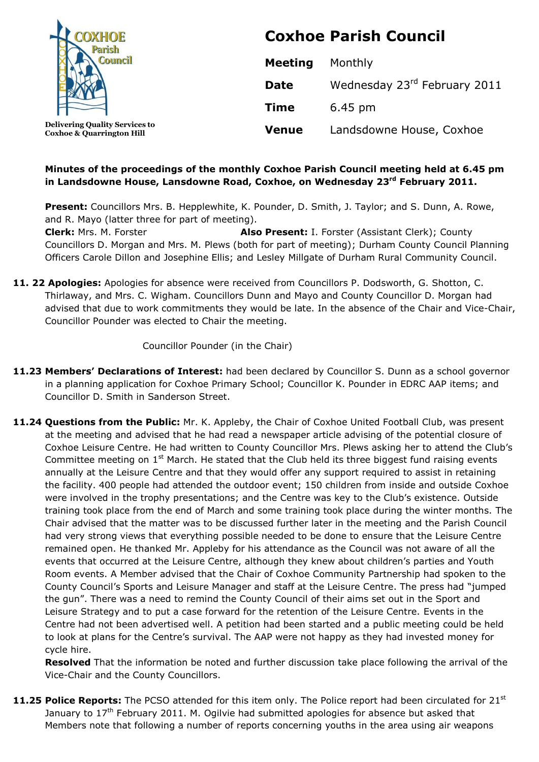Delivering Quality Services to Coxhoe & Quarrington Hill

# Coxhoe Parish Council

| | |
|---|---|
| **Meeting** | Monthly |
| **Date** | Wednesday 23rd February 2011 |
| **Time** | 6.45 pm |
| **Venue** | Landsdowne House, Coxhoe |

**Minutes of the proceedings of the monthly Coxhoe Parish Council meeting held at 6.45 pm in Landsdowne House, Lansdowne Road, Coxhoe, on Wednesday 23rd February 2011.**

**Present:** Councillors Mrs. B. Hepplewhite, K. Pounder, D. Smith, J. Taylor; and S. Dunn, A. Rowe, and R. Mayo (latter three for part of meeting).
**Clerk:** Mrs. M. Forster **Also Present:** I. Forster (Assistant Clerk); County Councillors D. Morgan and Mrs. M. Plews (both for part of meeting); Durham County Council Planning Officers Carole Dillon and Josephine Ellis; and Lesley Millgate of Durham Rural Community Council.

**11. 22 Apologies:** Apologies for absence were received from Councillors P. Dodsworth, G. Shotton, C. Thirlaway, and Mrs. C. Wigham. Councillors Dunn and Mayo and County Councillor D. Morgan had advised that due to work commitments they would be late. In the absence of the Chair and Vice-Chair, Councillor Pounder was elected to Chair the meeting.

Councillor Pounder (in the Chair)

**11.23 Members' Declarations of Interest:** had been declared by Councillor S. Dunn as a school governor in a planning application for Coxhoe Primary School; Councillor K. Pounder in EDRC AAP items; and Councillor D. Smith in Sanderson Street.

**11.24 Questions from the Public:** Mr. K. Appleby, the Chair of Coxhoe United Football Club, was present at the meeting and advised that he had read a newspaper article advising of the potential closure of Coxhoe Leisure Centre. He had written to County Councillor Mrs. Plews asking her to attend the Club's Committee meeting on 1st March. He stated that the Club held its three biggest fund raising events annually at the Leisure Centre and that they would offer any support required to assist in retaining the facility. 400 people had attended the outdoor event; 150 children from inside and outside Coxhoe were involved in the trophy presentations; and the Centre was key to the Club's existence. Outside training took place from the end of March and some training took place during the winter months. The Chair advised that the matter was to be discussed further later in the meeting and the Parish Council had very strong views that everything possible needed to be done to ensure that the Leisure Centre remained open. He thanked Mr. Appleby for his attendance as the Council was not aware of all the events that occurred at the Leisure Centre, although they knew about children's parties and Youth Room events. A Member advised that the Chair of Coxhoe Community Partnership had spoken to the County Council's Sports and Leisure Manager and staff at the Leisure Centre. The press had "jumped the gun". There was a need to remind the County Council of their aims set out in the Sport and Leisure Strategy and to put a case forward for the retention of the Leisure Centre. Events in the Centre had not been advertised well. A petition had been started and a public meeting could be held to look at plans for the Centre's survival. The AAP were not happy as they had invested money for cycle hire.
**Resolved** That the information be noted and further discussion take place following the arrival of the Vice-Chair and the County Councillors.

**11.25 Police Reports:** The PCSO attended for this item only. The Police report had been circulated for 21st January to 17th February 2011. M. Ogilvie had submitted apologies for absence but asked that Members note that following a number of reports concerning youths in the area using air weapons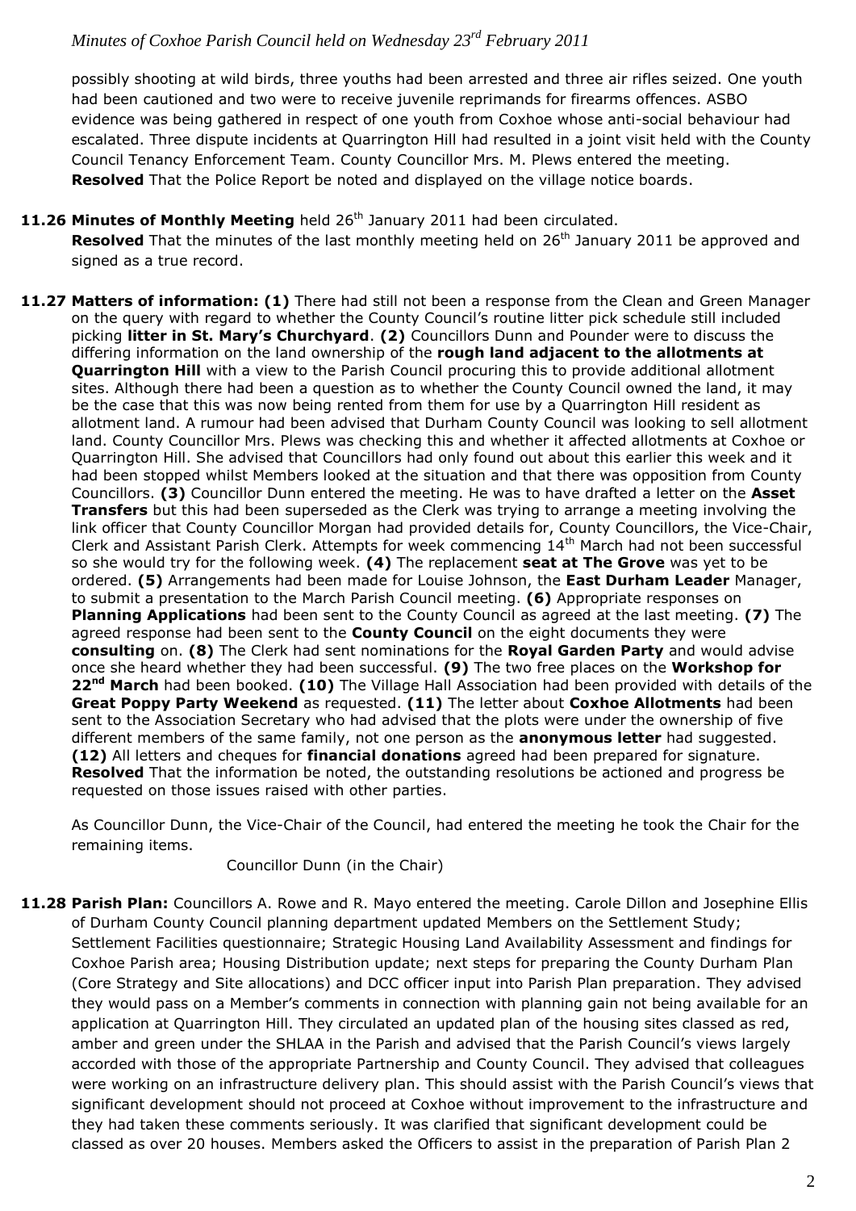possibly shooting at wild birds, three youths had been arrested and three air rifles seized. One youth had been cautioned and two were to receive juvenile reprimands for firearms offences. ASBO evidence was being gathered in respect of one youth from Coxhoe whose anti-social behaviour had escalated. Three dispute incidents at Quarrington Hill had resulted in a joint visit held with the County Council Tenancy Enforcement Team. County Councillor Mrs. M. Plews entered the meeting.
**Resolved** That the Police Report be noted and displayed on the village notice boards.

**11.26 Minutes of Monthly Meeting** held 26th January 2011 had been circulated.
**Resolved** That the minutes of the last monthly meeting held on 26th January 2011 be approved and signed as a true record.

**11.27 Matters of information: (1)** There had still not been a response from the Clean and Green Manager on the query with regard to whether the County Council's routine litter pick schedule still included picking **litter in St. Mary's Churchyard**. **(2)** Councillors Dunn and Pounder were to discuss the differing information on the land ownership of the **rough land adjacent to the allotments at Quarrington Hill** with a view to the Parish Council procuring this to provide additional allotment sites. Although there had been a question as to whether the County Council owned the land, it may be the case that this was now being rented from them for use by a Quarrington Hill resident as allotment land. A rumour had been advised that Durham County Council was looking to sell allotment land. County Councillor Mrs. Plews was checking this and whether it affected allotments at Coxhoe or Quarrington Hill. She advised that Councillors had only found out about this earlier this week and it had been stopped whilst Members looked at the situation and that there was opposition from County Councillors. **(3)** Councillor Dunn entered the meeting. He was to have drafted a letter on the **Asset Transfers** but this had been superseded as the Clerk was trying to arrange a meeting involving the link officer that County Councillor Morgan had provided details for, County Councillors, the Vice-Chair, Clerk and Assistant Parish Clerk. Attempts for week commencing 14th March had not been successful so she would try for the following week. **(4)** The replacement **seat at The Grove** was yet to be ordered. **(5)** Arrangements had been made for Louise Johnson, the **East Durham Leader** Manager, to submit a presentation to the March Parish Council meeting. **(6)** Appropriate responses on **Planning Applications** had been sent to the County Council as agreed at the last meeting. **(7)** The agreed response had been sent to the **County Council** on the eight documents they were **consulting** on. **(8)** The Clerk had sent nominations for the **Royal Garden Party** and would advise once she heard whether they had been successful. **(9)** The two free places on the **Workshop for 22nd March** had been booked. **(10)** The Village Hall Association had been provided with details of the **Great Poppy Party Weekend** as requested. **(11)** The letter about **Coxhoe Allotments** had been sent to the Association Secretary who had advised that the plots were under the ownership of five different members of the same family, not one person as the **anonymous letter** had suggested. **(12)** All letters and cheques for **financial donations** agreed had been prepared for signature.
**Resolved** That the information be noted, the outstanding resolutions be actioned and progress be requested on those issues raised with other parties.

As Councillor Dunn, the Vice-Chair of the Council, had entered the meeting he took the Chair for the remaining items.

Councillor Dunn (in the Chair)

**11.28 Parish Plan:** Councillors A. Rowe and R. Mayo entered the meeting. Carole Dillon and Josephine Ellis of Durham County Council planning department updated Members on the Settlement Study; Settlement Facilities questionnaire; Strategic Housing Land Availability Assessment and findings for Coxhoe Parish area; Housing Distribution update; next steps for preparing the County Durham Plan (Core Strategy and Site allocations) and DCC officer input into Parish Plan preparation. They advised they would pass on a Member's comments in connection with planning gain not being available for an application at Quarrington Hill. They circulated an updated plan of the housing sites classed as red, amber and green under the SHLAA in the Parish and advised that the Parish Council's views largely accorded with those of the appropriate Partnership and County Council. They advised that colleagues were working on an infrastructure delivery plan. This should assist with the Parish Council's views that significant development should not proceed at Coxhoe without improvement to the infrastructure and they had taken these comments seriously. It was clarified that significant development could be classed as over 20 houses. Members asked the Officers to assist in the preparation of Parish Plan 2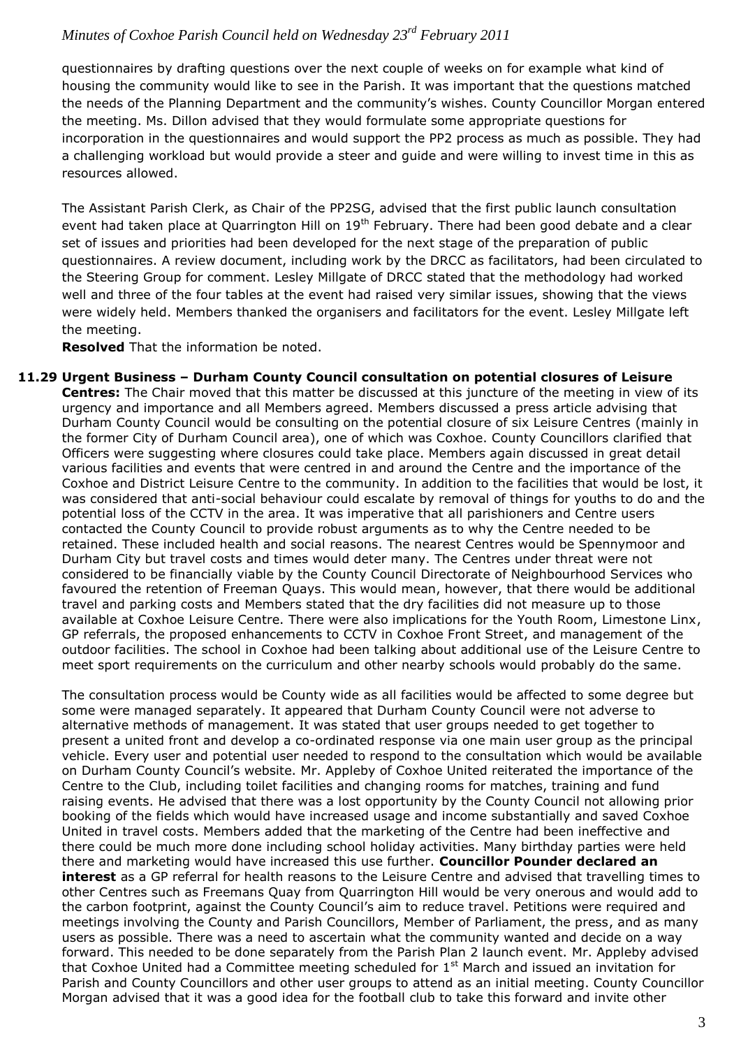questionnaires by drafting questions over the next couple of weeks on for example what kind of housing the community would like to see in the Parish. It was important that the questions matched the needs of the Planning Department and the community's wishes. County Councillor Morgan entered the meeting. Ms. Dillon advised that they would formulate some appropriate questions for incorporation in the questionnaires and would support the PP2 process as much as possible. They had a challenging workload but would provide a steer and guide and were willing to invest time in this as resources allowed.

The Assistant Parish Clerk, as Chair of the PP2SG, advised that the first public launch consultation event had taken place at Quarrington Hill on 19th February. There had been good debate and a clear set of issues and priorities had been developed for the next stage of the preparation of public questionnaires. A review document, including work by the DRCC as facilitators, had been circulated to the Steering Group for comment. Lesley Millgate of DRCC stated that the methodology had worked well and three of the four tables at the event had raised very similar issues, showing that the views were widely held. Members thanked the organisers and facilitators for the event. Lesley Millgate left the meeting.

**Resolved** That the information be noted.

**11.29 Urgent Business – Durham County Council consultation on potential closures of Leisure Centres:** The Chair moved that this matter be discussed at this juncture of the meeting in view of its urgency and importance and all Members agreed. Members discussed a press article advising that Durham County Council would be consulting on the potential closure of six Leisure Centres (mainly in the former City of Durham Council area), one of which was Coxhoe. County Councillors clarified that Officers were suggesting where closures could take place. Members again discussed in great detail various facilities and events that were centred in and around the Centre and the importance of the Coxhoe and District Leisure Centre to the community. In addition to the facilities that would be lost, it was considered that anti-social behaviour could escalate by removal of things for youths to do and the potential loss of the CCTV in the area. It was imperative that all parishioners and Centre users contacted the County Council to provide robust arguments as to why the Centre needed to be retained. These included health and social reasons. The nearest Centres would be Spennymoor and Durham City but travel costs and times would deter many. The Centres under threat were not considered to be financially viable by the County Council Directorate of Neighbourhood Services who favoured the retention of Freeman Quays. This would mean, however, that there would be additional travel and parking costs and Members stated that the dry facilities did not measure up to those available at Coxhoe Leisure Centre. There were also implications for the Youth Room, Limestone Linx, GP referrals, the proposed enhancements to CCTV in Coxhoe Front Street, and management of the outdoor facilities. The school in Coxhoe had been talking about additional use of the Leisure Centre to meet sport requirements on the curriculum and other nearby schools would probably do the same.

The consultation process would be County wide as all facilities would be affected to some degree but some were managed separately. It appeared that Durham County Council were not adverse to alternative methods of management. It was stated that user groups needed to get together to present a united front and develop a co-ordinated response via one main user group as the principal vehicle. Every user and potential user needed to respond to the consultation which would be available on Durham County Council's website. Mr. Appleby of Coxhoe United reiterated the importance of the Centre to the Club, including toilet facilities and changing rooms for matches, training and fund raising events. He advised that there was a lost opportunity by the County Council not allowing prior booking of the fields which would have increased usage and income substantially and saved Coxhoe United in travel costs. Members added that the marketing of the Centre had been ineffective and there could be much more done including school holiday activities. Many birthday parties were held there and marketing would have increased this use further. **Councillor Pounder declared an interest** as a GP referral for health reasons to the Leisure Centre and advised that travelling times to other Centres such as Freemans Quay from Quarrington Hill would be very onerous and would add to the carbon footprint, against the County Council's aim to reduce travel. Petitions were required and meetings involving the County and Parish Councillors, Member of Parliament, the press, and as many users as possible. There was a need to ascertain what the community wanted and decide on a way forward. This needed to be done separately from the Parish Plan 2 launch event. Mr. Appleby advised that Coxhoe United had a Committee meeting scheduled for 1st March and issued an invitation for Parish and County Councillors and other user groups to attend as an initial meeting. County Councillor Morgan advised that it was a good idea for the football club to take this forward and invite other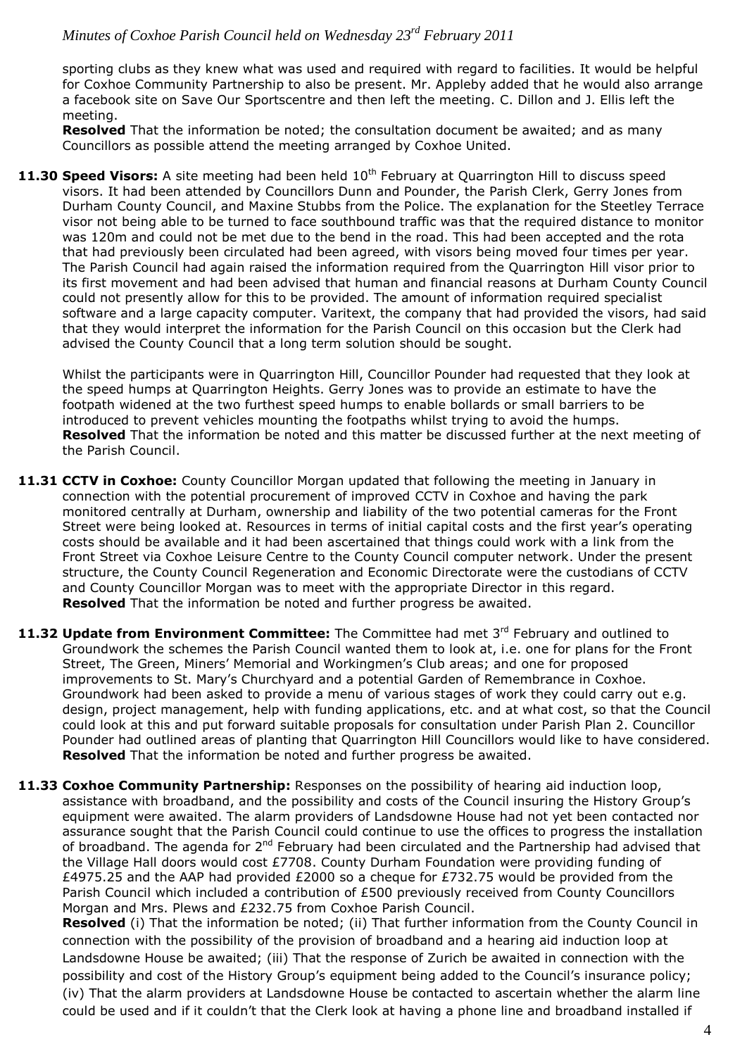sporting clubs as they knew what was used and required with regard to facilities. It would be helpful for Coxhoe Community Partnership to also be present. Mr. Appleby added that he would also arrange a facebook site on Save Our Sportscentre and then left the meeting. C. Dillon and J. Ellis left the meeting.

**Resolved** That the information be noted; the consultation document be awaited; and as many Councillors as possible attend the meeting arranged by Coxhoe United.

**11.30 Speed Visors:** A site meeting had been held 10th February at Quarrington Hill to discuss speed visors. It had been attended by Councillors Dunn and Pounder, the Parish Clerk, Gerry Jones from Durham County Council, and Maxine Stubbs from the Police. The explanation for the Steetley Terrace visor not being able to be turned to face southbound traffic was that the required distance to monitor was 120m and could not be met due to the bend in the road. This had been accepted and the rota that had previously been circulated had been agreed, with visors being moved four times per year. The Parish Council had again raised the information required from the Quarrington Hill visor prior to its first movement and had been advised that human and financial reasons at Durham County Council could not presently allow for this to be provided. The amount of information required specialist software and a large capacity computer. Varitext, the company that had provided the visors, had said that they would interpret the information for the Parish Council on this occasion but the Clerk had advised the County Council that a long term solution should be sought.

Whilst the participants were in Quarrington Hill, Councillor Pounder had requested that they look at the speed humps at Quarrington Heights. Gerry Jones was to provide an estimate to have the footpath widened at the two furthest speed humps to enable bollards or small barriers to be introduced to prevent vehicles mounting the footpaths whilst trying to avoid the humps.

**Resolved** That the information be noted and this matter be discussed further at the next meeting of the Parish Council.

**11.31 CCTV in Coxhoe:** County Councillor Morgan updated that following the meeting in January in connection with the potential procurement of improved CCTV in Coxhoe and having the park monitored centrally at Durham, ownership and liability of the two potential cameras for the Front Street were being looked at. Resources in terms of initial capital costs and the first year's operating costs should be available and it had been ascertained that things could work with a link from the Front Street via Coxhoe Leisure Centre to the County Council computer network. Under the present structure, the County Council Regeneration and Economic Directorate were the custodians of CCTV and County Councillor Morgan was to meet with the appropriate Director in this regard.

**Resolved** That the information be noted and further progress be awaited.

**11.32 Update from Environment Committee:** The Committee had met 3rd February and outlined to Groundwork the schemes the Parish Council wanted them to look at, i.e. one for plans for the Front Street, The Green, Miners' Memorial and Workingmen's Club areas; and one for proposed improvements to St. Mary's Churchyard and a potential Garden of Remembrance in Coxhoe. Groundwork had been asked to provide a menu of various stages of work they could carry out e.g. design, project management, help with funding applications, etc. and at what cost, so that the Council could look at this and put forward suitable proposals for consultation under Parish Plan 2. Councillor Pounder had outlined areas of planting that Quarrington Hill Councillors would like to have considered.

**Resolved** That the information be noted and further progress be awaited.

**11.33 Coxhoe Community Partnership:** Responses on the possibility of hearing aid induction loop, assistance with broadband, and the possibility and costs of the Council insuring the History Group's equipment were awaited. The alarm providers of Landsdowne House had not yet been contacted nor assurance sought that the Parish Council could continue to use the offices to progress the installation of broadband. The agenda for 2nd February had been circulated and the Partnership had advised that the Village Hall doors would cost £7708. County Durham Foundation were providing funding of £4975.25 and the AAP had provided £2000 so a cheque for £732.75 would be provided from the Parish Council which included a contribution of £500 previously received from County Councillors Morgan and Mrs. Plews and £232.75 from Coxhoe Parish Council.

**Resolved** (i) That the information be noted; (ii) That further information from the County Council in connection with the possibility of the provision of broadband and a hearing aid induction loop at Landsdowne House be awaited; (iii) That the response of Zurich be awaited in connection with the possibility and cost of the History Group's equipment being added to the Council's insurance policy; (iv) That the alarm providers at Landsdowne House be contacted to ascertain whether the alarm line could be used and if it couldn't that the Clerk look at having a phone line and broadband installed if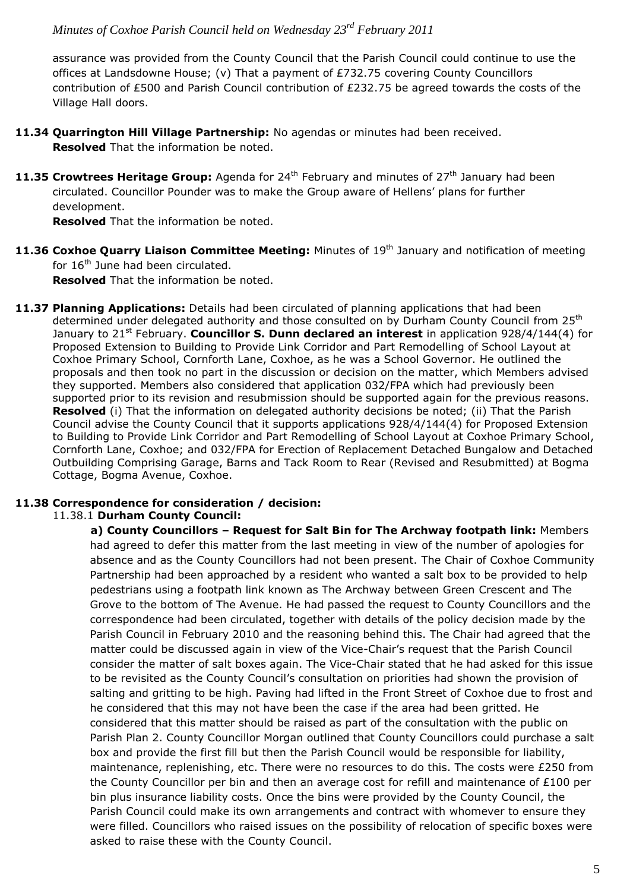assurance was provided from the County Council that the Parish Council could continue to use the offices at Landsdowne House; (v) That a payment of £732.75 covering County Councillors contribution of £500 and Parish Council contribution of £232.75 be agreed towards the costs of the Village Hall doors.

**11.34 Quarrington Hill Village Partnership:** No agendas or minutes had been received.
**Resolved** That the information be noted.

**11.35 Crowtrees Heritage Group:** Agenda for 24th February and minutes of 27th January had been circulated. Councillor Pounder was to make the Group aware of Hellens' plans for further development.
**Resolved** That the information be noted.

**11.36 Coxhoe Quarry Liaison Committee Meeting:** Minutes of 19th January and notification of meeting for 16th June had been circulated.
**Resolved** That the information be noted.

**11.37 Planning Applications:** Details had been circulated of planning applications that had been determined under delegated authority and those consulted on by Durham County Council from 25th January to 21st February. **Councillor S. Dunn declared an interest** in application 928/4/144(4) for Proposed Extension to Building to Provide Link Corridor and Part Remodelling of School Layout at Coxhoe Primary School, Cornforth Lane, Coxhoe, as he was a School Governor. He outlined the proposals and then took no part in the discussion or decision on the matter, which Members advised they supported. Members also considered that application 032/FPA which had previously been supported prior to its revision and resubmission should be supported again for the previous reasons. **Resolved** (i) That the information on delegated authority decisions be noted; (ii) That the Parish Council advise the County Council that it supports applications 928/4/144(4) for Proposed Extension to Building to Provide Link Corridor and Part Remodelling of School Layout at Coxhoe Primary School, Cornforth Lane, Coxhoe; and 032/FPA for Erection of Replacement Detached Bungalow and Detached Outbuilding Comprising Garage, Barns and Tack Room to Rear (Revised and Resubmitted) at Bogma Cottage, Bogma Avenue, Coxhoe.

**11.38 Correspondence for consideration / decision:**

11.38.1 **Durham County Council:**

**a) County Councillors – Request for Salt Bin for The Archway footpath link:** Members had agreed to defer this matter from the last meeting in view of the number of apologies for absence and as the County Councillors had not been present. The Chair of Coxhoe Community Partnership had been approached by a resident who wanted a salt box to be provided to help pedestrians using a footpath link known as The Archway between Green Crescent and The Grove to the bottom of The Avenue. He had passed the request to County Councillors and the correspondence had been circulated, together with details of the policy decision made by the Parish Council in February 2010 and the reasoning behind this. The Chair had agreed that the matter could be discussed again in view of the Vice-Chair's request that the Parish Council consider the matter of salt boxes again. The Vice-Chair stated that he had asked for this issue to be revisited as the County Council's consultation on priorities had shown the provision of salting and gritting to be high. Paving had lifted in the Front Street of Coxhoe due to frost and he considered that this may not have been the case if the area had been gritted. He considered that this matter should be raised as part of the consultation with the public on Parish Plan 2. County Councillor Morgan outlined that County Councillors could purchase a salt box and provide the first fill but then the Parish Council would be responsible for liability, maintenance, replenishing, etc. There were no resources to do this. The costs were £250 from the County Councillor per bin and then an average cost for refill and maintenance of £100 per bin plus insurance liability costs. Once the bins were provided by the County Council, the Parish Council could make its own arrangements and contract with whomever to ensure they were filled. Councillors who raised issues on the possibility of relocation of specific boxes were asked to raise these with the County Council.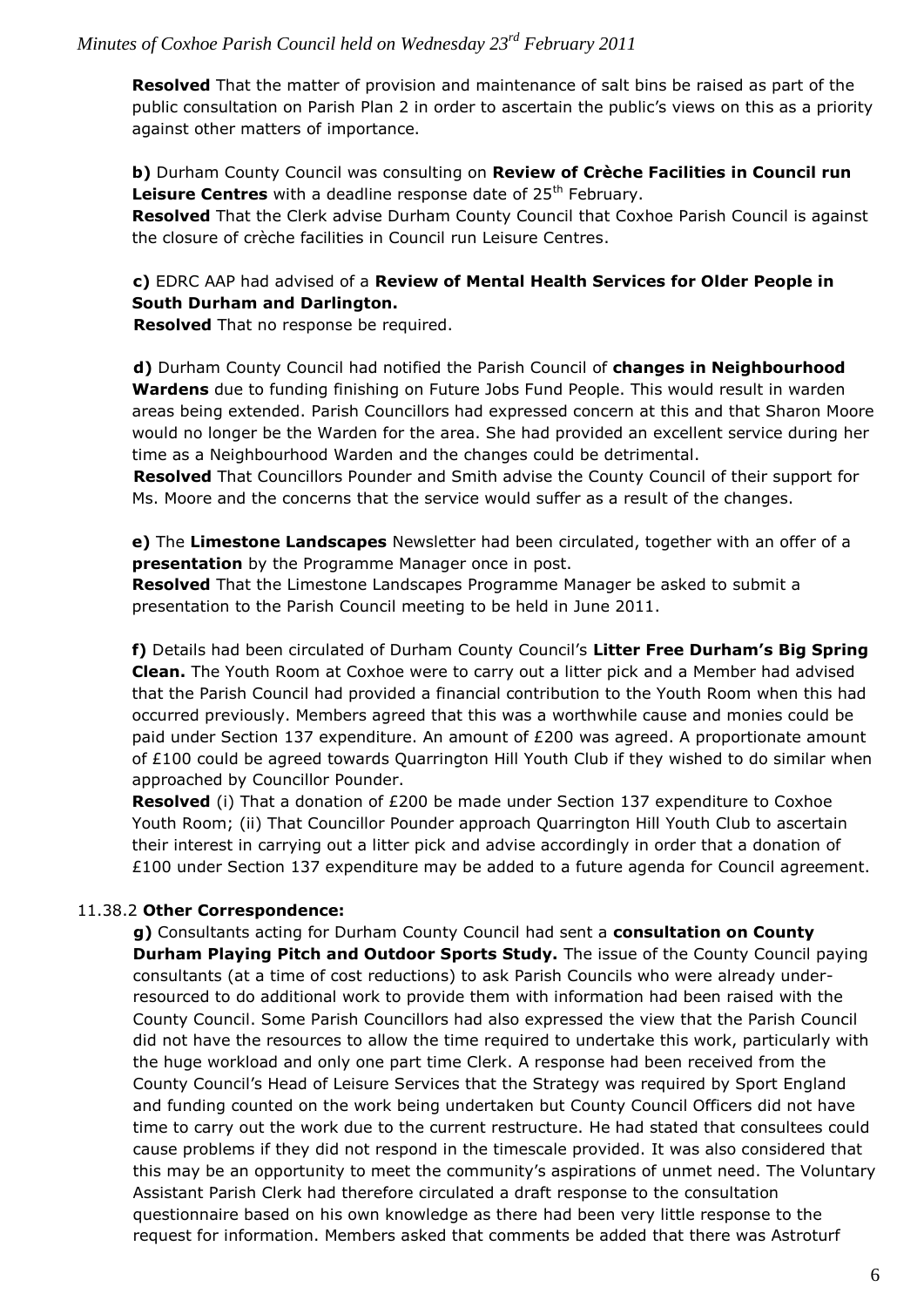**Resolved** That the matter of provision and maintenance of salt bins be raised as part of the public consultation on Parish Plan 2 in order to ascertain the public's views on this as a priority against other matters of importance.

**b)** Durham County Council was consulting on **Review of Crèche Facilities in Council run Leisure Centres** with a deadline response date of 25th February.

**Resolved** That the Clerk advise Durham County Council that Coxhoe Parish Council is against the closure of crèche facilities in Council run Leisure Centres.

**c)** EDRC AAP had advised of a **Review of Mental Health Services for Older People in South Durham and Darlington.**

**Resolved** That no response be required.

**d)** Durham County Council had notified the Parish Council of **changes in Neighbourhood Wardens** due to funding finishing on Future Jobs Fund People. This would result in warden areas being extended. Parish Councillors had expressed concern at this and that Sharon Moore would no longer be the Warden for the area. She had provided an excellent service during her time as a Neighbourhood Warden and the changes could be detrimental.

**Resolved** That Councillors Pounder and Smith advise the County Council of their support for Ms. Moore and the concerns that the service would suffer as a result of the changes.

**e)** The **Limestone Landscapes** Newsletter had been circulated, together with an offer of a **presentation** by the Programme Manager once in post.

**Resolved** That the Limestone Landscapes Programme Manager be asked to submit a presentation to the Parish Council meeting to be held in June 2011.

**f)** Details had been circulated of Durham County Council's **Litter Free Durham's Big Spring Clean.** The Youth Room at Coxhoe were to carry out a litter pick and a Member had advised that the Parish Council had provided a financial contribution to the Youth Room when this had occurred previously. Members agreed that this was a worthwhile cause and monies could be paid under Section 137 expenditure. An amount of £200 was agreed. A proportionate amount of £100 could be agreed towards Quarrington Hill Youth Club if they wished to do similar when approached by Councillor Pounder.

**Resolved** (i) That a donation of £200 be made under Section 137 expenditure to Coxhoe Youth Room; (ii) That Councillor Pounder approach Quarrington Hill Youth Club to ascertain their interest in carrying out a litter pick and advise accordingly in order that a donation of £100 under Section 137 expenditure may be added to a future agenda for Council agreement.

11.38.2 **Other Correspondence:**

**g)** Consultants acting for Durham County Council had sent a **consultation on County Durham Playing Pitch and Outdoor Sports Study.** The issue of the County Council paying consultants (at a time of cost reductions) to ask Parish Councils who were already under-resourced to do additional work to provide them with information had been raised with the County Council. Some Parish Councillors had also expressed the view that the Parish Council did not have the resources to allow the time required to undertake this work, particularly with the huge workload and only one part time Clerk. A response had been received from the County Council's Head of Leisure Services that the Strategy was required by Sport England and funding counted on the work being undertaken but County Council Officers did not have time to carry out the work due to the current restructure. He had stated that consultees could cause problems if they did not respond in the timescale provided. It was also considered that this may be an opportunity to meet the community's aspirations of unmet need. The Voluntary Assistant Parish Clerk had therefore circulated a draft response to the consultation questionnaire based on his own knowledge as there had been very little response to the request for information. Members asked that comments be added that there was Astroturf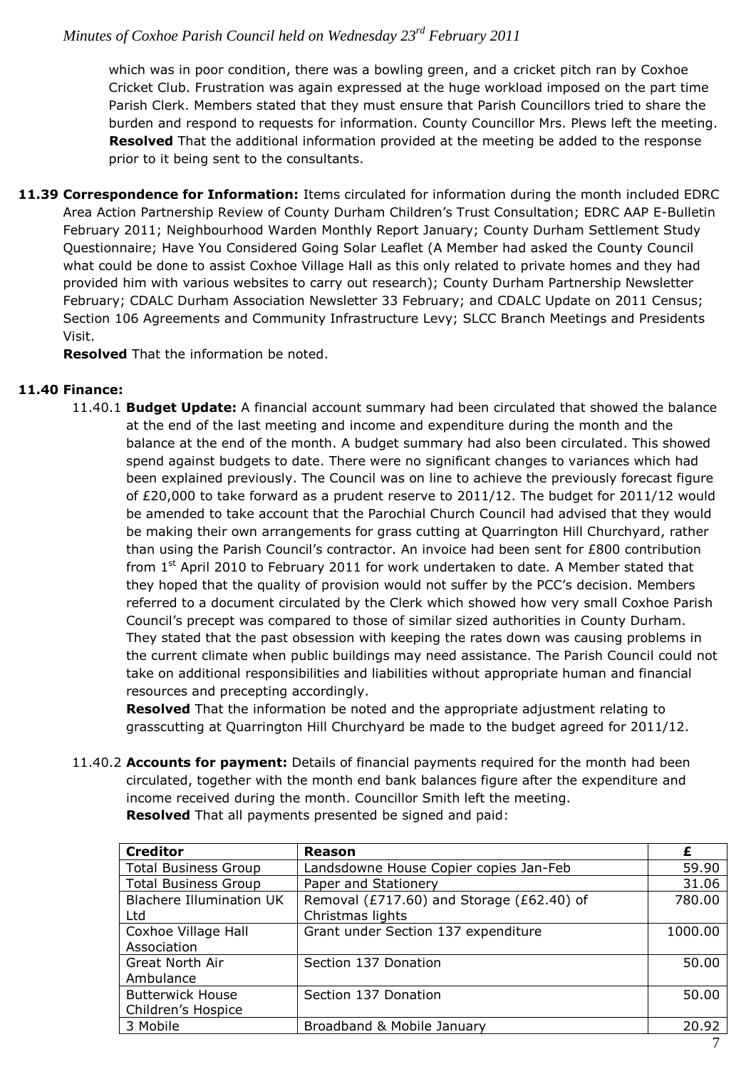which was in poor condition, there was a bowling green, and a cricket pitch ran by Coxhoe Cricket Club. Frustration was again expressed at the huge workload imposed on the part time Parish Clerk. Members stated that they must ensure that Parish Councillors tried to share the burden and respond to requests for information. County Councillor Mrs. Plews left the meeting. **Resolved** That the additional information provided at the meeting be added to the response prior to it being sent to the consultants.

**11.39 Correspondence for Information:** Items circulated for information during the month included EDRC Area Action Partnership Review of County Durham Children's Trust Consultation; EDRC AAP E-Bulletin February 2011; Neighbourhood Warden Monthly Report January; County Durham Settlement Study Questionnaire; Have You Considered Going Solar Leaflet (A Member had asked the County Council what could be done to assist Coxhoe Village Hall as this only related to private homes and they had provided him with various websites to carry out research); County Durham Partnership Newsletter February; CDALC Durham Association Newsletter 33 February; and CDALC Update on 2011 Census; Section 106 Agreements and Community Infrastructure Levy; SLCC Branch Meetings and Presidents Visit.

**Resolved** That the information be noted.

**11.40 Finance:**

11.40.1 **Budget Update:** A financial account summary had been circulated that showed the balance at the end of the last meeting and income and expenditure during the month and the balance at the end of the month. A budget summary had also been circulated. This showed spend against budgets to date. There were no significant changes to variances which had been explained previously. The Council was on line to achieve the previously forecast figure of £20,000 to take forward as a prudent reserve to 2011/12. The budget for 2011/12 would be amended to take account that the Parochial Church Council had advised that they would be making their own arrangements for grass cutting at Quarrington Hill Churchyard, rather than using the Parish Council's contractor. An invoice had been sent for £800 contribution from 1st April 2010 to February 2011 for work undertaken to date. A Member stated that they hoped that the quality of provision would not suffer by the PCC's decision. Members referred to a document circulated by the Clerk which showed how very small Coxhoe Parish Council's precept was compared to those of similar sized authorities in County Durham. They stated that the past obsession with keeping the rates down was causing problems in the current climate when public buildings may need assistance. The Parish Council could not take on additional responsibilities and liabilities without appropriate human and financial resources and precepting accordingly.

**Resolved** That the information be noted and the appropriate adjustment relating to grasscutting at Quarrington Hill Churchyard be made to the budget agreed for 2011/12.

11.40.2 **Accounts for payment:** Details of financial payments required for the month had been circulated, together with the month end bank balances figure after the expenditure and income received during the month. Councillor Smith left the meeting.

**Resolved** That all payments presented be signed and paid:

| Creditor | Reason | £ |
|---|---|---|
| Total Business Group | Landsdowne House Copier copies Jan-Feb | 59.90 |
| Total Business Group | Paper and Stationery | 31.06 |
| Blachere Illumination UK Ltd | Removal (£717.60) and Storage (£62.40) of Christmas lights | 780.00 |
| Coxhoe Village Hall Association | Grant under Section 137 expenditure | 1000.00 |
| Great North Air Ambulance | Section 137 Donation | 50.00 |
| Butterwick House Children's Hospice | Section 137 Donation | 50.00 |
| 3 Mobile | Broadband & Mobile January | 20.92 |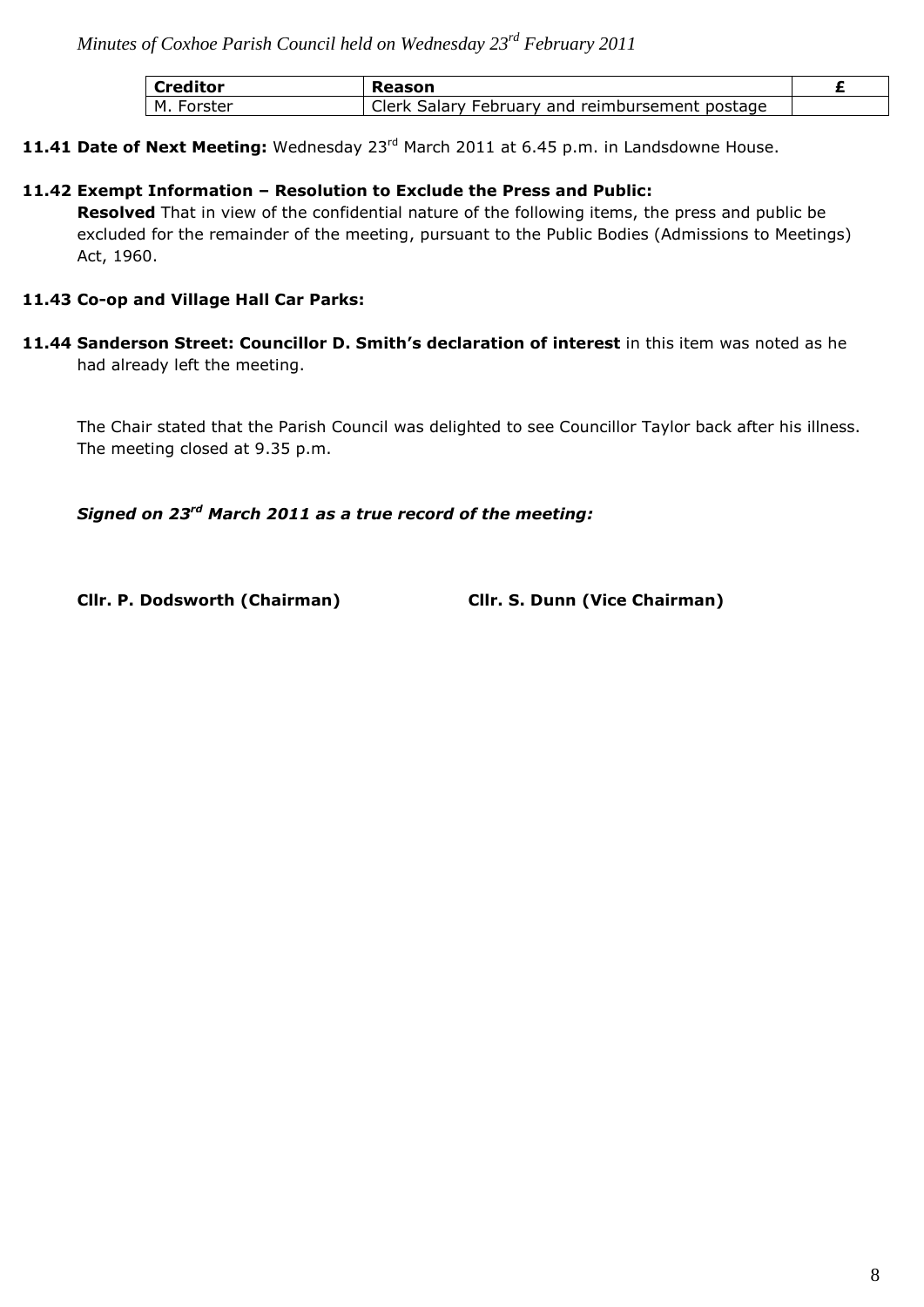| Creditor | Reason | £ |
| --- | --- | --- |
| M. Forster | Clerk Salary February and reimbursement postage | |

**11.41 Date of Next Meeting:** Wednesday 23rd March 2011 at 6.45 p.m. in Landsdowne House.

**11.42 Exempt Information – Resolution to Exclude the Press and Public:**

**Resolved** That in view of the confidential nature of the following items, the press and public be excluded for the remainder of the meeting, pursuant to the Public Bodies (Admissions to Meetings) Act, 1960.

**11.43 Co-op and Village Hall Car Parks:**

**11.44 Sanderson Street: Councillor D. Smith's declaration of interest** in this item was noted as he had already left the meeting.

The Chair stated that the Parish Council was delighted to see Councillor Taylor back after his illness. The meeting closed at 9.35 p.m.

***Signed on 23rd March 2011 as a true record of the meeting:***

**Cllr. P. Dodsworth (Chairman)** **Cllr. S. Dunn (Vice Chairman)**